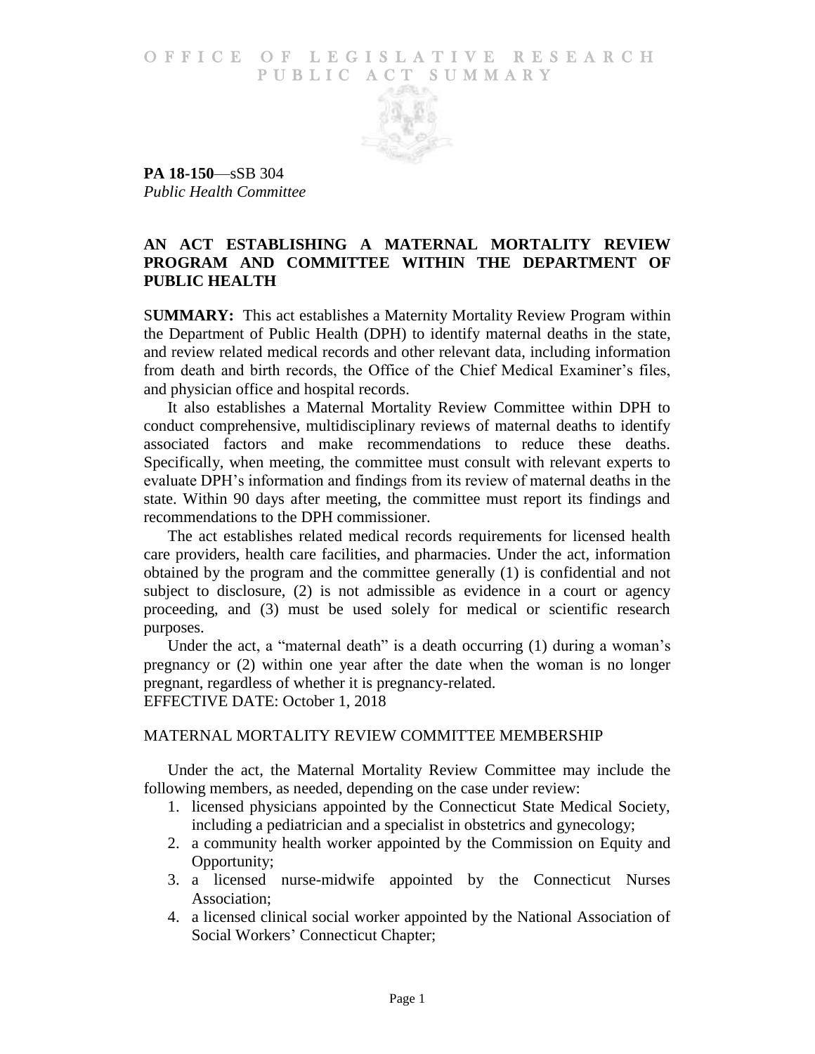# OFFICE OF LEGISLATIVE RESEARCH PUBLIC ACT SUMMARY

**PA 18-150**—sSB 304
*Public Health Committee*

## AN ACT ESTABLISHING A MATERNAL MORTALITY REVIEW PROGRAM AND COMMITTEE WITHIN THE DEPARTMENT OF PUBLIC HEALTH

S**UMMARY:** This act establishes a Maternity Mortality Review Program within the Department of Public Health (DPH) to identify maternal deaths in the state, and review related medical records and other relevant data, including information from death and birth records, the Office of the Chief Medical Examiner's files, and physician office and hospital records.

It also establishes a Maternal Mortality Review Committee within DPH to conduct comprehensive, multidisciplinary reviews of maternal deaths to identify associated factors and make recommendations to reduce these deaths. Specifically, when meeting, the committee must consult with relevant experts to evaluate DPH's information and findings from its review of maternal deaths in the state. Within 90 days after meeting, the committee must report its findings and recommendations to the DPH commissioner.

The act establishes related medical records requirements for licensed health care providers, health care facilities, and pharmacies. Under the act, information obtained by the program and the committee generally (1) is confidential and not subject to disclosure, (2) is not admissible as evidence in a court or agency proceeding, and (3) must be used solely for medical or scientific research purposes.

Under the act, a "maternal death" is a death occurring (1) during a woman's pregnancy or (2) within one year after the date when the woman is no longer pregnant, regardless of whether it is pregnancy-related.

EFFECTIVE DATE: October 1, 2018

## MATERNAL MORTALITY REVIEW COMMITTEE MEMBERSHIP

Under the act, the Maternal Mortality Review Committee may include the following members, as needed, depending on the case under review:

1. licensed physicians appointed by the Connecticut State Medical Society, including a pediatrician and a specialist in obstetrics and gynecology;
2. a community health worker appointed by the Commission on Equity and Opportunity;
3. a licensed nurse-midwife appointed by the Connecticut Nurses Association;
4. a licensed clinical social worker appointed by the National Association of Social Workers' Connecticut Chapter;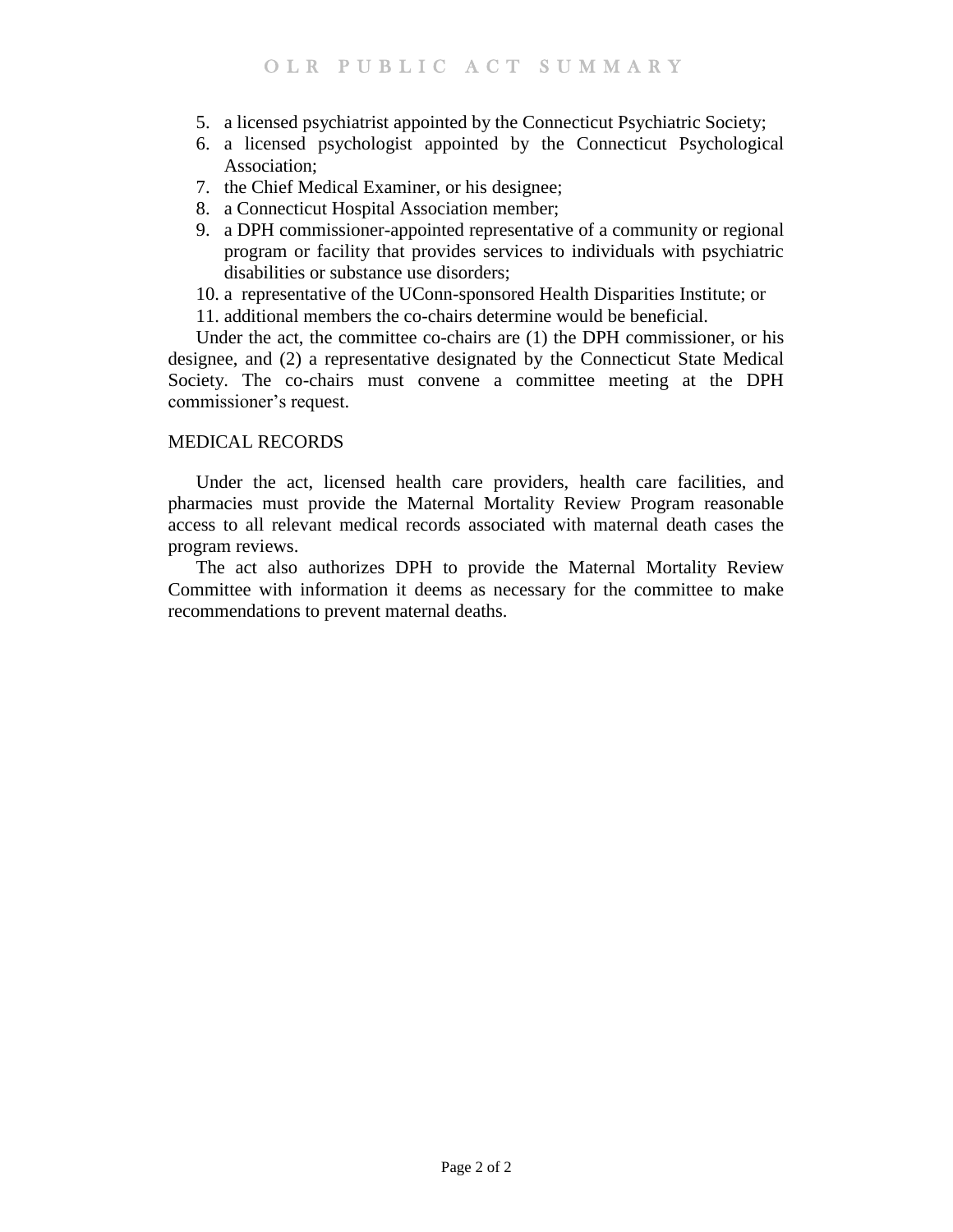5. a licensed psychiatrist appointed by the Connecticut Psychiatric Society;
6. a licensed psychologist appointed by the Connecticut Psychological Association;
7. the Chief Medical Examiner, or his designee;
8. a Connecticut Hospital Association member;
9. a DPH commissioner-appointed representative of a community or regional program or facility that provides services to individuals with psychiatric disabilities or substance use disorders;
10. a representative of the UConn-sponsored Health Disparities Institute; or
11. additional members the co-chairs determine would be beneficial.

Under the act, the committee co-chairs are (1) the DPH commissioner, or his designee, and (2) a representative designated by the Connecticut State Medical Society. The co-chairs must convene a committee meeting at the DPH commissioner's request.

## MEDICAL RECORDS

Under the act, licensed health care providers, health care facilities, and pharmacies must provide the Maternal Mortality Review Program reasonable access to all relevant medical records associated with maternal death cases the program reviews.

The act also authorizes DPH to provide the Maternal Mortality Review Committee with information it deems as necessary for the committee to make recommendations to prevent maternal deaths.